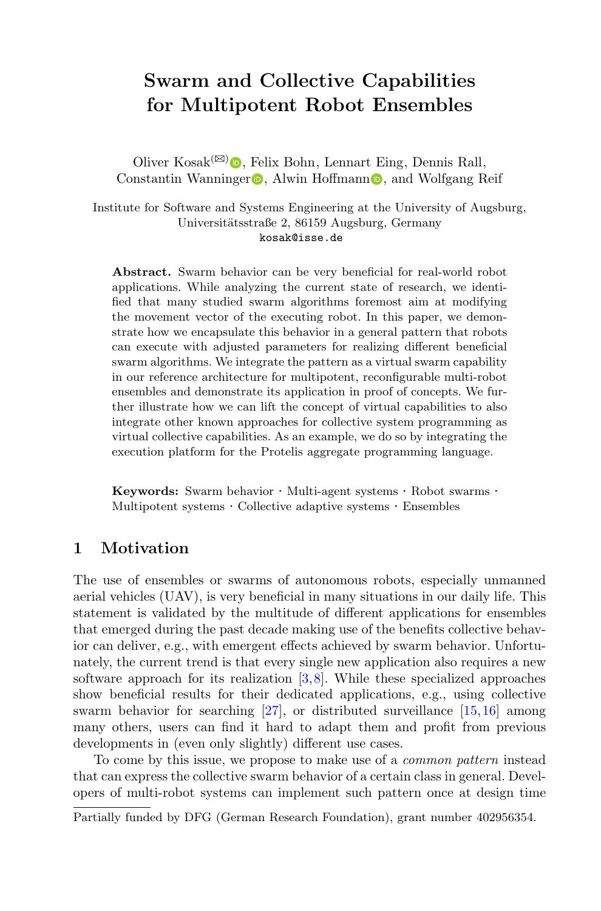# Swarm and Collective Capabilities for Multipotent Robot Ensembles

Oliver Kosak(✉), Felix Bohn, Lennart Eing, Dennis Rall, Constantin Wanninger, Alwin Hoffmann, and Wolfgang Reif

Institute for Software and Systems Engineering at the University of Augsburg, Universitätsstraße 2, 86159 Augsburg, Germany
kosak@isse.de

**Abstract.** Swarm behavior can be very beneficial for real-world robot applications. While analyzing the current state of research, we identified that many studied swarm algorithms foremost aim at modifying the movement vector of the executing robot. In this paper, we demonstrate how we encapsulate this behavior in a general pattern that robots can execute with adjusted parameters for realizing different beneficial swarm algorithms. We integrate the pattern as a virtual swarm capability in our reference architecture for multipotent, reconfigurable multi-robot ensembles and demonstrate its application in proof of concepts. We further illustrate how we can lift the concept of virtual capabilities to also integrate other known approaches for collective system programming as virtual collective capabilities. As an example, we do so by integrating the execution platform for the Protelis aggregate programming language.

**Keywords:** Swarm behavior · Multi-agent systems · Robot swarms · Multipotent systems · Collective adaptive systems · Ensembles

## 1 Motivation

The use of ensembles or swarms of autonomous robots, especially unmanned aerial vehicles (UAV), is very beneficial in many situations in our daily life. This statement is validated by the multitude of different applications for ensembles that emerged during the past decade making use of the benefits collective behavior can deliver, e.g., with emergent effects achieved by swarm behavior. Unfortunately, the current trend is that every single new application also requires a new software approach for its realization [3,8]. While these specialized approaches show beneficial results for their dedicated applications, e.g., using collective swarm behavior for searching [27], or distributed surveillance [15,16] among many others, users can find it hard to adapt them and profit from previous developments in (even only slightly) different use cases.

To come by this issue, we propose to make use of a *common pattern* instead that can express the collective swarm behavior of a certain class in general. Developers of multi-robot systems can implement such pattern once at design time

Partially funded by DFG (German Research Foundation), grant number 402956354.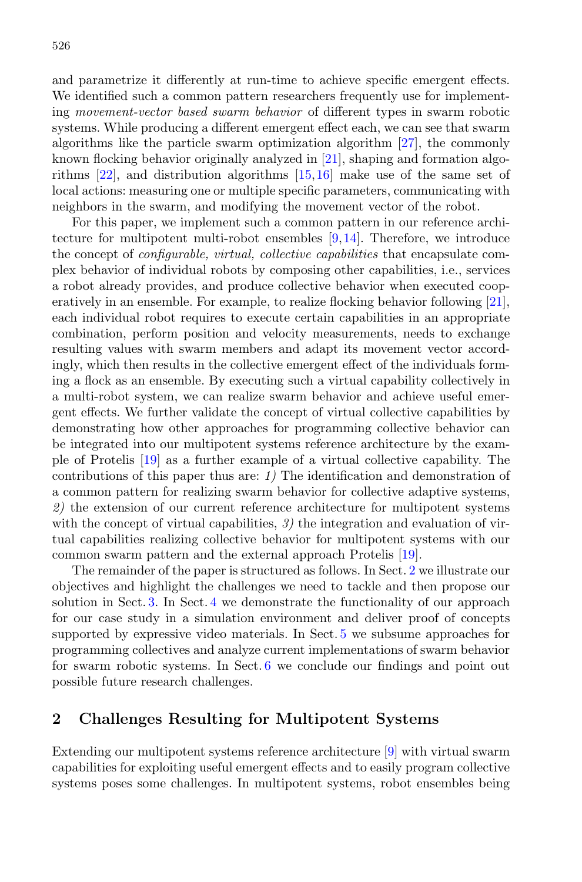and parametrize it differently at run-time to achieve specific emergent effects. We identified such a common pattern researchers frequently use for implementing *movement-vector based swarm behavior* of different types in swarm robotic systems. While producing a different emergent effect each, we can see that swarm algorithms like the particle swarm optimization algorithm [27], the commonly known flocking behavior originally analyzed in [21], shaping and formation algorithms [22], and distribution algorithms [15,16] make use of the same set of local actions: measuring one or multiple specific parameters, communicating with neighbors in the swarm, and modifying the movement vector of the robot.

For this paper, we implement such a common pattern in our reference architecture for multipotent multi-robot ensembles [9,14]. Therefore, we introduce the concept of *configurable, virtual, collective capabilities* that encapsulate complex behavior of individual robots by composing other capabilities, i.e., services a robot already provides, and produce collective behavior when executed cooperatively in an ensemble. For example, to realize flocking behavior following [21], each individual robot requires to execute certain capabilities in an appropriate combination, perform position and velocity measurements, needs to exchange resulting values with swarm members and adapt its movement vector accordingly, which then results in the collective emergent effect of the individuals forming a flock as an ensemble. By executing such a virtual capability collectively in a multi-robot system, we can realize swarm behavior and achieve useful emergent effects. We further validate the concept of virtual collective capabilities by demonstrating how other approaches for programming collective behavior can be integrated into our multipotent systems reference architecture by the example of Protelis [19] as a further example of a virtual collective capability. The contributions of this paper thus are: *1)* The identification and demonstration of a common pattern for realizing swarm behavior for collective adaptive systems, *2)* the extension of our current reference architecture for multipotent systems with the concept of virtual capabilities, *3)* the integration and evaluation of virtual capabilities realizing collective behavior for multipotent systems with our common swarm pattern and the external approach Protelis [19].

The remainder of the paper is structured as follows. In Sect. 2 we illustrate our objectives and highlight the challenges we need to tackle and then propose our solution in Sect. 3. In Sect. 4 we demonstrate the functionality of our approach for our case study in a simulation environment and deliver proof of concepts supported by expressive video materials. In Sect. 5 we subsume approaches for programming collectives and analyze current implementations of swarm behavior for swarm robotic systems. In Sect. 6 we conclude our findings and point out possible future research challenges.

## 2 Challenges Resulting for Multipotent Systems

Extending our multipotent systems reference architecture [9] with virtual swarm capabilities for exploiting useful emergent effects and to easily program collective systems poses some challenges. In multipotent systems, robot ensembles being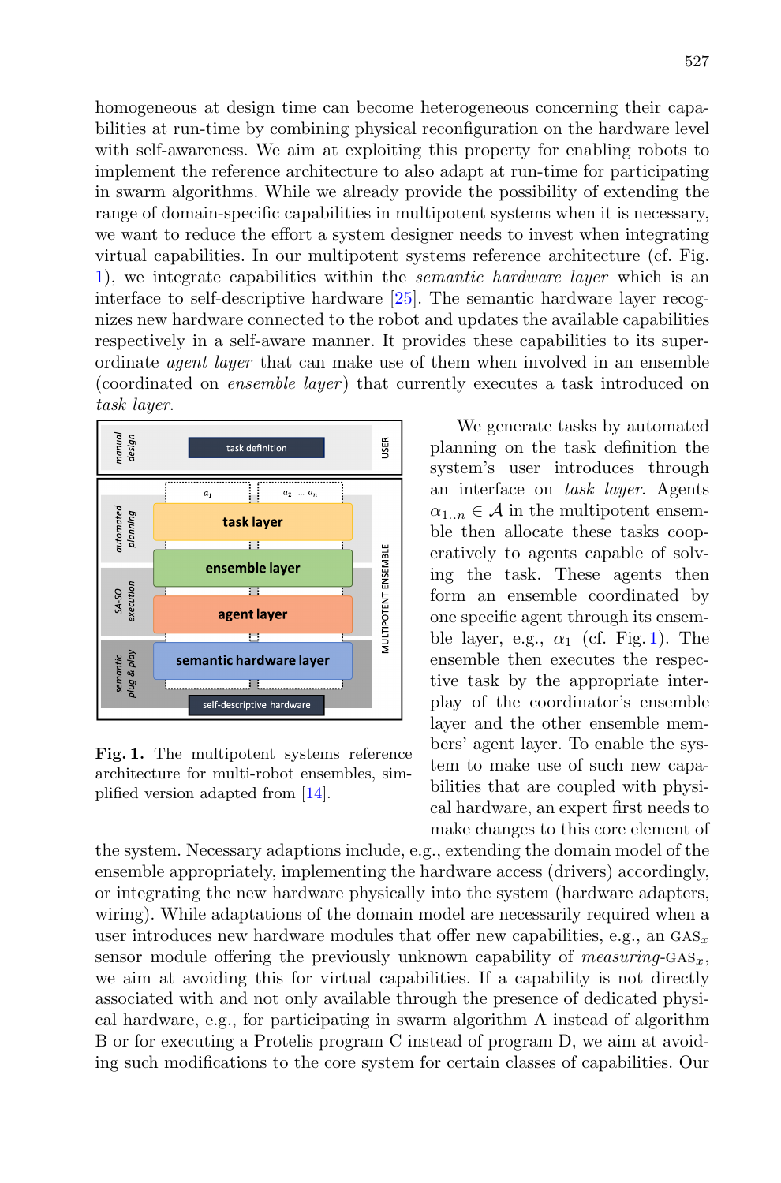homogeneous at design time can become heterogeneous concerning their capabilities at run-time by combining physical reconfiguration on the hardware level with self-awareness. We aim at exploiting this property for enabling robots to implement the reference architecture to also adapt at run-time for participating in swarm algorithms. While we already provide the possibility of extending the range of domain-specific capabilities in multipotent systems when it is necessary, we want to reduce the effort a system designer needs to invest when integrating virtual capabilities. In our multipotent systems reference architecture (cf. Fig. 1), we integrate capabilities within the *semantic hardware layer* which is an interface to self-descriptive hardware [25]. The semantic hardware layer recognizes new hardware connected to the robot and updates the available capabilities respectively in a self-aware manner. It provides these capabilities to its superordinate *agent layer* that can make use of them when involved in an ensemble (coordinated on *ensemble layer*) that currently executes a task introduced on *task layer*.

**Fig. 1.** The multipotent systems reference architecture for multi-robot ensembles, simplified version adapted from [14].

We generate tasks by automated planning on the task definition the system's user introduces through an interface on *task layer*. Agents $\alpha_{1..n} \in \mathcal{A}$ in the multipotent ensemble then allocate these tasks cooperatively to agents capable of solving the task. These agents then form an ensemble coordinated by one specific agent through its ensemble layer, e.g., $\alpha_1$ (cf. Fig. 1). The ensemble then executes the respective task by the appropriate interplay of the coordinator's ensemble layer and the other ensemble members' agent layer. To enable the system to make use of such new capabilities that are coupled with physical hardware, an expert first needs to make changes to this core element of the system. Necessary adaptions include, e.g., extending the domain model of the ensemble appropriately, implementing the hardware access (drivers) accordingly, or integrating the new hardware physically into the system (hardware adapters, wiring). While adaptations of the domain model are necessarily required when a user introduces new hardware modules that offer new capabilities, e.g., an $\text{GAS}_x$ sensor module offering the previously unknown capability of *measuring*-$\text{GAS}_x$, we aim at avoiding this for virtual capabilities. If a capability is not directly associated with and not only available through the presence of dedicated physical hardware, e.g., for participating in swarm algorithm A instead of algorithm B or for executing a Protelis program C instead of program D, we aim at avoiding such modifications to the core system for certain classes of capabilities. Our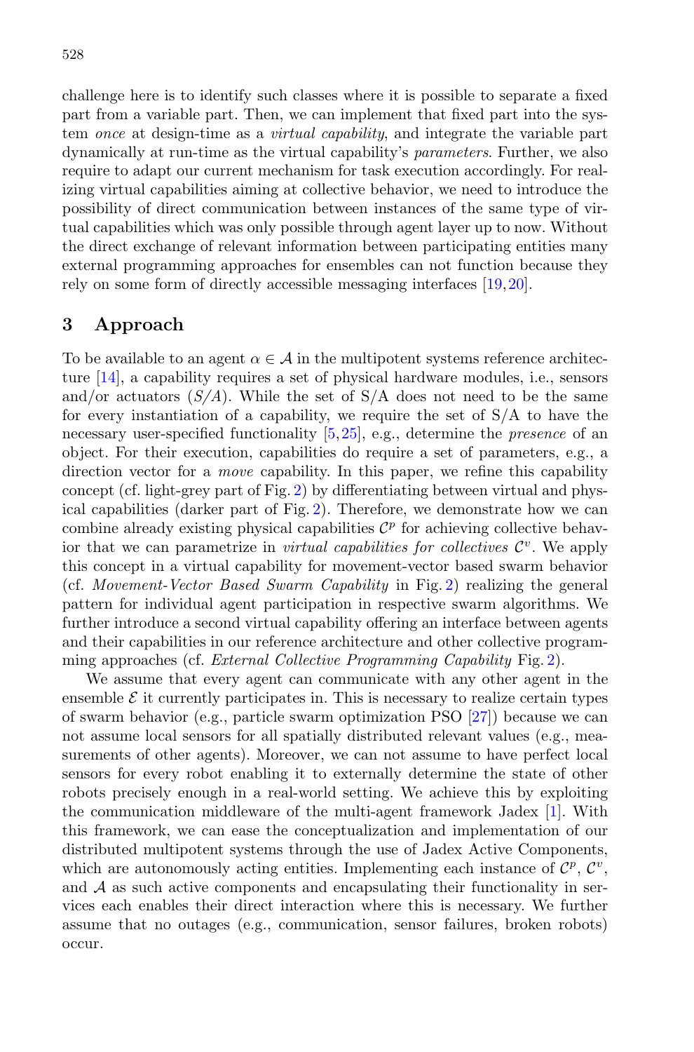challenge here is to identify such classes where it is possible to separate a fixed part from a variable part. Then, we can implement that fixed part into the system *once* at design-time as a *virtual capability*, and integrate the variable part dynamically at run-time as the virtual capability's *parameters*. Further, we also require to adapt our current mechanism for task execution accordingly. For realizing virtual capabilities aiming at collective behavior, we need to introduce the possibility of direct communication between instances of the same type of virtual capabilities which was only possible through agent layer up to now. Without the direct exchange of relevant information between participating entities many external programming approaches for ensembles can not function because they rely on some form of directly accessible messaging interfaces [19,20].

## 3 Approach

To be available to an agent $\alpha \in \mathcal{A}$ in the multipotent systems reference architecture [14], a capability requires a set of physical hardware modules, i.e., sensors and/or actuators (*S/A*). While the set of S/A does not need to be the same for every instantiation of a capability, we require the set of S/A to have the necessary user-specified functionality [5,25], e.g., determine the *presence* of an object. For their execution, capabilities do require a set of parameters, e.g., a direction vector for a *move* capability. In this paper, we refine this capability concept (cf. light-grey part of Fig. 2) by differentiating between virtual and physical capabilities (darker part of Fig. 2). Therefore, we demonstrate how we can combine already existing physical capabilities $\mathcal{C}^p$ for achieving collective behavior that we can parametrize in *virtual capabilities for collectives* $\mathcal{C}^v$. We apply this concept in a virtual capability for movement-vector based swarm behavior (cf. *Movement-Vector Based Swarm Capability* in Fig. 2) realizing the general pattern for individual agent participation in respective swarm algorithms. We further introduce a second virtual capability offering an interface between agents and their capabilities in our reference architecture and other collective programming approaches (cf. *External Collective Programming Capability* Fig. 2).

We assume that every agent can communicate with any other agent in the ensemble $\mathcal{E}$ it currently participates in. This is necessary to realize certain types of swarm behavior (e.g., particle swarm optimization PSO [27]) because we can not assume local sensors for all spatially distributed relevant values (e.g., measurements of other agents). Moreover, we can not assume to have perfect local sensors for every robot enabling it to externally determine the state of other robots precisely enough in a real-world setting. We achieve this by exploiting the communication middleware of the multi-agent framework Jadex [1]. With this framework, we can ease the conceptualization and implementation of our distributed multipotent systems through the use of Jadex Active Components, which are autonomously acting entities. Implementing each instance of $\mathcal{C}^p$, $\mathcal{C}^v$, and $\mathcal{A}$ as such active components and encapsulating their functionality in services each enables their direct interaction where this is necessary. We further assume that no outages (e.g., communication, sensor failures, broken robots) occur.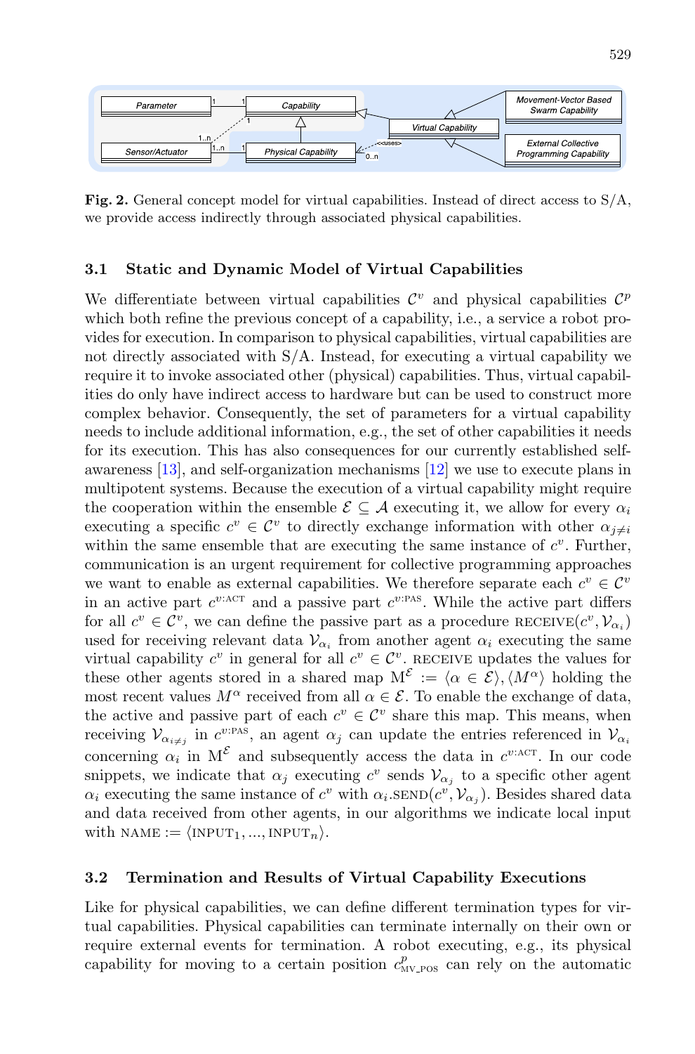**Fig. 2.** General concept model for virtual capabilities. Instead of direct access to S/A, we provide access indirectly through associated physical capabilities.

### 3.1 Static and Dynamic Model of Virtual Capabilities

We differentiate between virtual capabilities $\mathcal{C}^v$ and physical capabilities $\mathcal{C}^p$ which both refine the previous concept of a capability, i.e., a service a robot provides for execution. In comparison to physical capabilities, virtual capabilities are not directly associated with S/A. Instead, for executing a virtual capability we require it to invoke associated other (physical) capabilities. Thus, virtual capabilities do only have indirect access to hardware but can be used to construct more complex behavior. Consequently, the set of parameters for a virtual capability needs to include additional information, e.g., the set of other capabilities it needs for its execution. This has also consequences for our currently established self-awareness [13], and self-organization mechanisms [12] we use to execute plans in multipotent systems. Because the execution of a virtual capability might require the cooperation within the ensemble $\mathcal{E} \subseteq \mathcal{A}$ executing it, we allow for every $\alpha_i$ executing a specific $c^v \in \mathcal{C}^v$ to directly exchange information with other $\alpha_{j \neq i}$ within the same ensemble that are executing the same instance of $c^v$. Further, communication is an urgent requirement for collective programming approaches we want to enable as external capabilities. We therefore separate each $c^v \in \mathcal{C}^v$ in an active part $c^{v:\text{ACT}}$ and a passive part $c^{v:\text{PAS}}$. While the active part differs for all $c^v \in \mathcal{C}^v$, we can define the passive part as a procedure $\text{RECEIVE}(c^v, \mathcal{V}_{\alpha_i})$ used for receiving relevant data $\mathcal{V}_{\alpha_i}$ from another agent $\alpha_i$ executing the same virtual capability $c^v$ in general for all $c^v \in \mathcal{C}^v$. RECEIVE updates the values for these other agents stored in a shared map $\text{M}^{\mathcal{E}} := \langle \alpha \in \mathcal{E} \rangle, \langle M^{\alpha} \rangle$ holding the most recent values $M^{\alpha}$ received from all $\alpha \in \mathcal{E}$. To enable the exchange of data, the active and passive part of each $c^v \in \mathcal{C}^v$ share this map. This means, when receiving $\mathcal{V}_{\alpha_{i \neq j}}$ in $c^{v:\text{PAS}}$, an agent $\alpha_j$ can update the entries referenced in $\mathcal{V}_{\alpha_i}$ concerning $\alpha_i$ in $\text{M}^{\mathcal{E}}$ and subsequently access the data in $c^{v:\text{ACT}}$. In our code snippets, we indicate that $\alpha_j$ executing $c^v$ sends $\mathcal{V}_{\alpha_j}$ to a specific other agent $\alpha_i$ executing the same instance of $c^v$ with $\alpha_i.\text{SEND}(c^v, \mathcal{V}_{\alpha_j})$. Besides shared data and data received from other agents, in our algorithms we indicate local input with $\text{NAME} := \langle \text{INPUT}_1, ..., \text{INPUT}_n \rangle$.

### 3.2 Termination and Results of Virtual Capability Executions

Like for physical capabilities, we can define different termination types for virtual capabilities. Physical capabilities can terminate internally on their own or require external events for termination. A robot executing, e.g., its physical capability for moving to a certain position $c^p_{\text{MV\_POS}}$ can rely on the automatic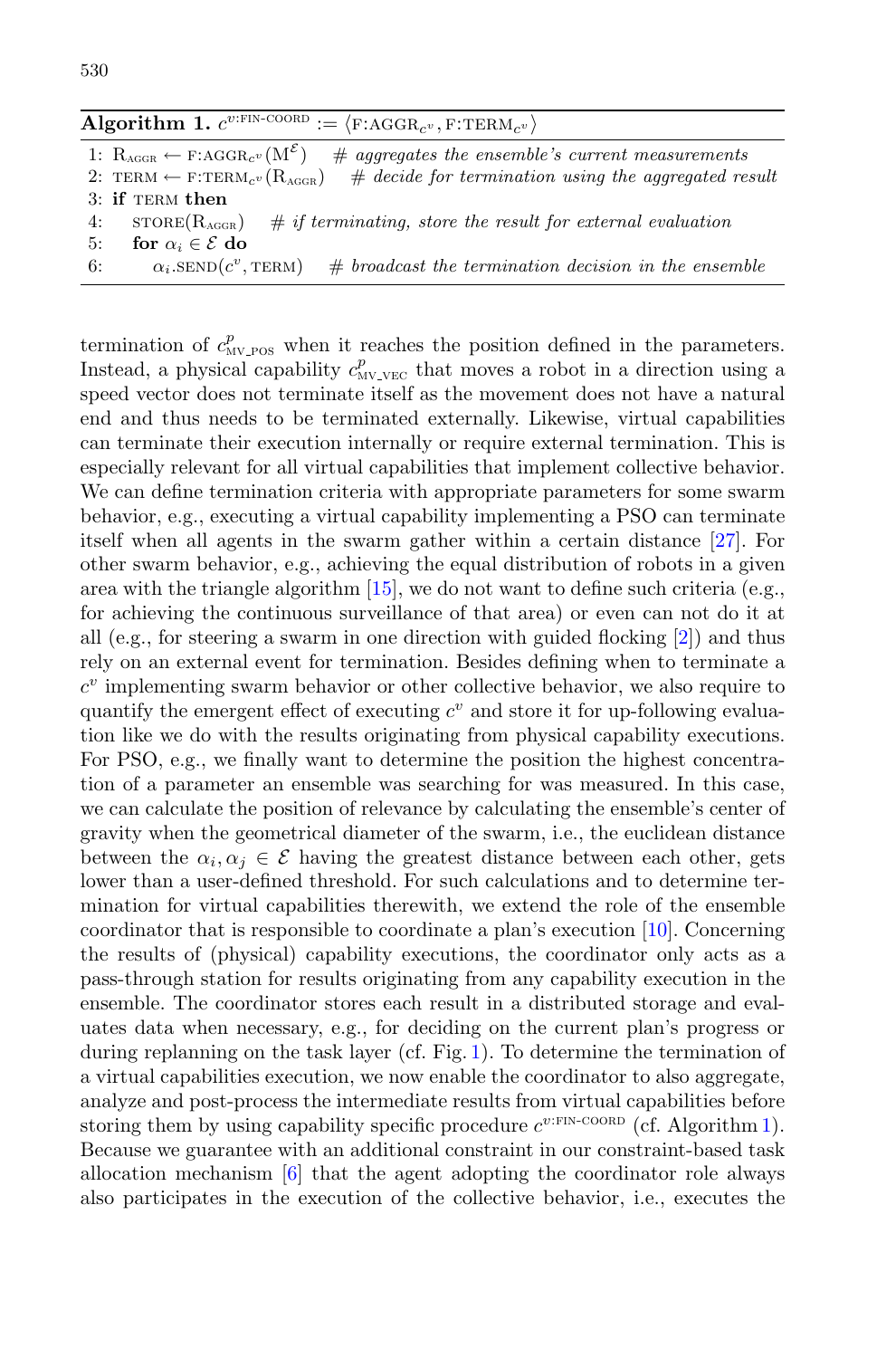**Algorithm 1.** $c^{v:\text{FIN-COORD}} := \langle \text{F:AGGR}_{c^v}, \text{F:TERM}_{c^v} \rangle$

```
1: R_AGGR ← F:AGGR_{c^v}(M^ℰ)    # aggregates the ensemble's current measurements
2: TERM ← F:TERM_{c^v}(R_AGGR)    # decide for termination using the aggregated result
3: if TERM then
4:     STORE(R_AGGR)    # if terminating, store the result for external evaluation
5:     for α_i ∈ ℰ do
6:         α_i.SEND(c^v, TERM)    # broadcast the termination decision in the ensemble
```

termination of $c^p_{\text{MV\_POS}}$ when it reaches the position defined in the parameters. Instead, a physical capability $c^p_{\text{MV\_VEC}}$ that moves a robot in a direction using a speed vector does not terminate itself as the movement does not have a natural end and thus needs to be terminated externally. Likewise, virtual capabilities can terminate their execution internally or require external termination. This is especially relevant for all virtual capabilities that implement collective behavior. We can define termination criteria with appropriate parameters for some swarm behavior, e.g., executing a virtual capability implementing a PSO can terminate itself when all agents in the swarm gather within a certain distance [27]. For other swarm behavior, e.g., achieving the equal distribution of robots in a given area with the triangle algorithm [15], we do not want to define such criteria (e.g., for achieving the continuous surveillance of that area) or even can not do it at all (e.g., for steering a swarm in one direction with guided flocking [2]) and thus rely on an external event for termination. Besides defining when to terminate a $c^v$ implementing swarm behavior or other collective behavior, we also require to quantify the emergent effect of executing $c^v$ and store it for up-following evaluation like we do with the results originating from physical capability executions. For PSO, e.g., we finally want to determine the position the highest concentration of a parameter an ensemble was searching for was measured. In this case, we can calculate the position of relevance by calculating the ensemble's center of gravity when the geometrical diameter of the swarm, i.e., the euclidean distance between the $\alpha_i, \alpha_j \in \mathcal{E}$ having the greatest distance between each other, gets lower than a user-defined threshold. For such calculations and to determine termination for virtual capabilities therewith, we extend the role of the ensemble coordinator that is responsible to coordinate a plan's execution [10]. Concerning the results of (physical) capability executions, the coordinator only acts as a pass-through station for results originating from any capability execution in the ensemble. The coordinator stores each result in a distributed storage and evaluates data when necessary, e.g., for deciding on the current plan's progress or during replanning on the task layer (cf. Fig. 1). To determine the termination of a virtual capabilities execution, we now enable the coordinator to also aggregate, analyze and post-process the intermediate results from virtual capabilities before storing them by using capability specific procedure $c^{v:\text{FIN-COORD}}$ (cf. Algorithm 1). Because we guarantee with an additional constraint in our constraint-based task allocation mechanism [6] that the agent adopting the coordinator role always also participates in the execution of the collective behavior, i.e., executes the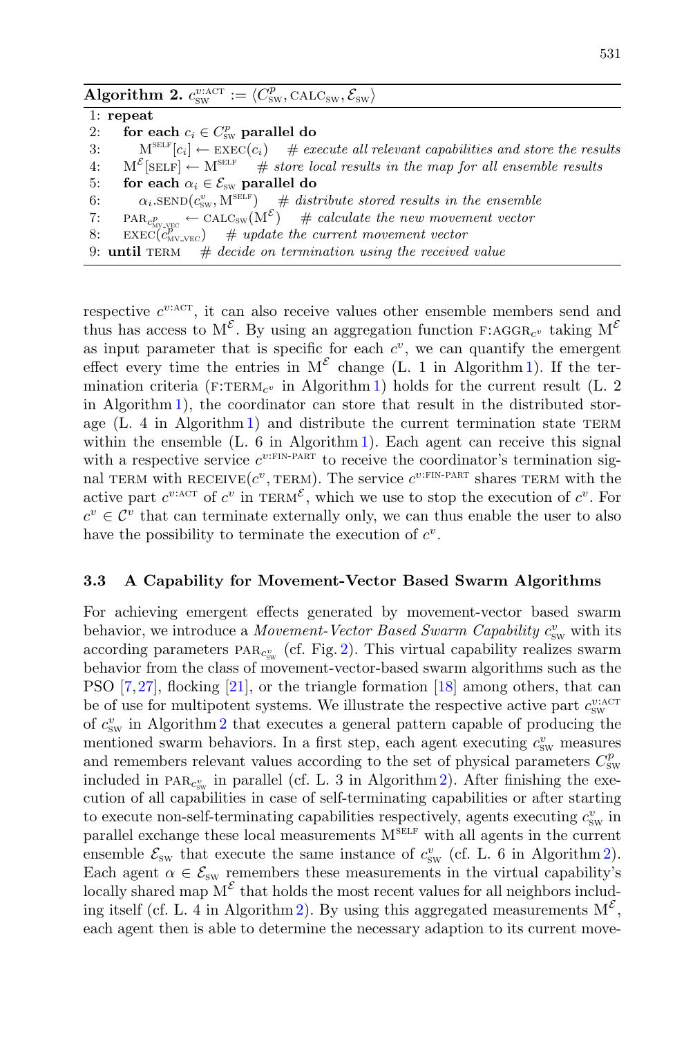**Algorithm 2.** $c_{\text{SW}}^{v:\text{ACT}} := \langle C_{\text{SW}}^{p}, \text{CALC}_{\text{SW}}, \mathcal{E}_{\text{SW}} \rangle$

```
1: repeat
2:    for each c_i ∈ C^p_SW parallel do
3:       M^SELF[c_i] ← EXEC(c_i)    # execute all relevant capabilities and store the results
4:    M^E[SELF] ← M^SELF    # store local results in the map for all ensemble results
5:    for each α_i ∈ E_SW parallel do
6:       α_i.SEND(c^v_SW, M^SELF)    # distribute stored results in the ensemble
7:    PAR_{c^p_MV_VEC} ← CALC_SW(M^E)    # calculate the new movement vector
8:    EXEC(c^p_MV_VEC)    # update the current movement vector
9: until TERM    # decide on termination using the received value
```

respective $c^{v:\text{ACT}}$, it can also receive values other ensemble members send and thus has access to $\text{M}^{\mathcal{E}}$. By using an aggregation function $\text{F:AGGR}_{c^v}$ taking $\text{M}^{\mathcal{E}}$ as input parameter that is specific for each $c^v$, we can quantify the emergent effect every time the entries in $\text{M}^{\mathcal{E}}$ change (L. 1 in Algorithm 1). If the termination criteria ($\text{F:TERM}_{c^v}$ in Algorithm 1) holds for the current result (L. 2 in Algorithm 1), the coordinator can store that result in the distributed storage (L. 4 in Algorithm 1) and distribute the current termination state TERM within the ensemble (L. 6 in Algorithm 1). Each agent can receive this signal with a respective service $c^{v:\text{FIN-PART}}$ to receive the coordinator's termination signal TERM with $\text{RECEIVE}(c^v, \text{TERM})$. The service $c^{v:\text{FIN-PART}}$ shares TERM with the active part $c^{v:\text{ACT}}$ of $c^v$ in $\text{TERM}^{\mathcal{E}}$, which we use to stop the execution of $c^v$. For $c^v \in \mathcal{C}^v$ that can terminate externally only, we can thus enable the user to also have the possibility to terminate the execution of $c^v$.

### 3.3 A Capability for Movement-Vector Based Swarm Algorithms

For achieving emergent effects generated by movement-vector based swarm behavior, we introduce a *Movement-Vector Based Swarm Capability* $c_{\text{SW}}^{v}$ with its according parameters $\text{PAR}_{c_{\text{SW}}^{v}}$ (cf. Fig. 2). This virtual capability realizes swarm behavior from the class of movement-vector-based swarm algorithms such as the PSO [7,27], flocking [21], or the triangle formation [18] among others, that can be of use for multipotent systems. We illustrate the respective active part $c_{\text{SW}}^{v:\text{ACT}}$ of $c_{\text{SW}}^{v}$ in Algorithm 2 that executes a general pattern capable of producing the mentioned swarm behaviors. In a first step, each agent executing $c_{\text{SW}}^{v}$ measures and remembers relevant values according to the set of physical parameters $C_{\text{SW}}^{p}$ included in $\text{PAR}_{c_{\text{SW}}^{v}}$ in parallel (cf. L. 3 in Algorithm 2). After finishing the execution of all capabilities in case of self-terminating capabilities or after starting to execute non-self-terminating capabilities respectively, agents executing $c_{\text{SW}}^{v}$ in parallel exchange these local measurements $\text{M}^{\text{SELF}}$ with all agents in the current ensemble $\mathcal{E}_{\text{SW}}$ that execute the same instance of $c_{\text{SW}}^{v}$ (cf. L. 6 in Algorithm 2). Each agent $\alpha \in \mathcal{E}_{\text{SW}}$ remembers these measurements in the virtual capability's locally shared map $\text{M}^{\mathcal{E}}$ that holds the most recent values for all neighbors including itself (cf. L. 4 in Algorithm 2). By using this aggregated measurements $\text{M}^{\mathcal{E}}$, each agent then is able to determine the necessary adaption to its current move-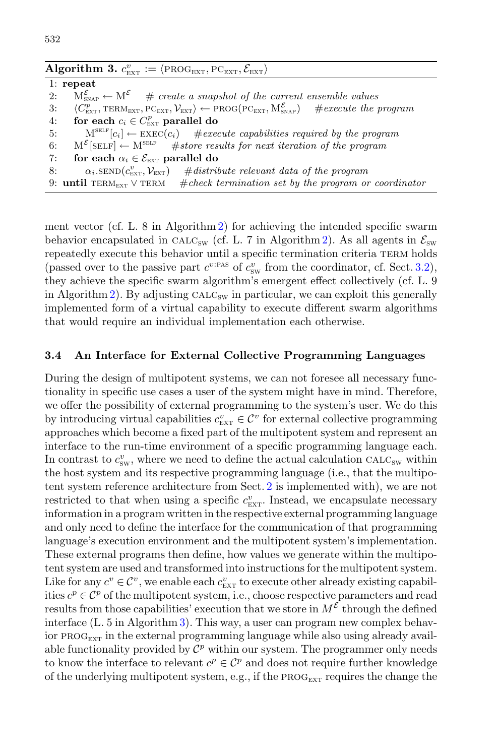**Algorithm 3.** $c^v_{\text{EXT}} := \langle \text{PROG}_{\text{EXT}}, \text{PC}_{\text{EXT}}, \mathcal{E}_{\text{EXT}} \rangle$

```
1: repeat
2:    M^E_SNAP ← M^E    # create a snapshot of the current ensemble values
3:    ⟨C^p_EXT, TERM_EXT, PC_EXT, V_EXT⟩ ← PROG(PC_EXT, M^E_SNAP)    # execute the program
4:    for each c_i ∈ C^p_EXT parallel do
5:       M^SELF[c_i] ← EXEC(c_i)    # execute capabilities required by the program
6:    M^E[SELF] ← M^SELF    # store results for next iteration of the program
7:    for each α_i ∈ E_EXT parallel do
8:       α_i.SEND(c^v_EXT, V_EXT)    # distribute relevant data of the program
9: until TERM_EXT ∨ TERM    # check termination set by the program or coordinator
```

ment vector (cf. L. 8 in Algorithm 2) for achieving the intended specific swarm behavior encapsulated in $\text{CALC}_{\text{SW}}$ (cf. L. 7 in Algorithm 2). As all agents in $\mathcal{E}_{\text{SW}}$ repeatedly execute this behavior until a specific termination criteria TERM holds (passed over to the passive part $c^{v:\text{PAS}}$ of $c^v_{\text{SW}}$ from the coordinator, cf. Sect. 3.2), they achieve the specific swarm algorithm's emergent effect collectively (cf. L. 9 in Algorithm 2). By adjusting $\text{CALC}_{\text{SW}}$ in particular, we can exploit this generally implemented form of a virtual capability to execute different swarm algorithms that would require an individual implementation each otherwise.

### 3.4 An Interface for External Collective Programming Languages

During the design of multipotent systems, we can not foresee all necessary functionality in specific use cases a user of the system might have in mind. Therefore, we offer the possibility of external programming to the system's user. We do this by introducing virtual capabilities $c^v_{\text{EXT}} \in \mathcal{C}^v$ for external collective programming approaches which become a fixed part of the multipotent system and represent an interface to the run-time environment of a specific programming language each. In contrast to $c^v_{\text{SW}}$, where we need to define the actual calculation $\text{CALC}_{\text{SW}}$ within the host system and its respective programming language (i.e., that the multipotent system reference architecture from Sect. 2 is implemented with), we are not restricted to that when using a specific $c^v_{\text{EXT}}$. Instead, we encapsulate necessary information in a program written in the respective external programming language and only need to define the interface for the communication of that programming language's execution environment and the multipotent system's implementation. These external programs then define, how values we generate within the multipotent system are used and transformed into instructions for the multipotent system. Like for any $c^v \in \mathcal{C}^v$, we enable each $c^v_{\text{EXT}}$ to execute other already existing capabilities $c^p \in \mathcal{C}^p$ of the multipotent system, i.e., choose respective parameters and read results from those capabilities' execution that we store in $M^{\mathcal{E}}$ through the defined interface (L. 5 in Algorithm 3). This way, a user can program new complex behavior $\text{PROG}_{\text{EXT}}$ in the external programming language while also using already available functionality provided by $\mathcal{C}^p$ within our system. The programmer only needs to know the interface to relevant $c^p \in \mathcal{C}^p$ and does not require further knowledge of the underlying multipotent system, e.g., if the $\text{PROG}_{\text{EXT}}$ requires the change the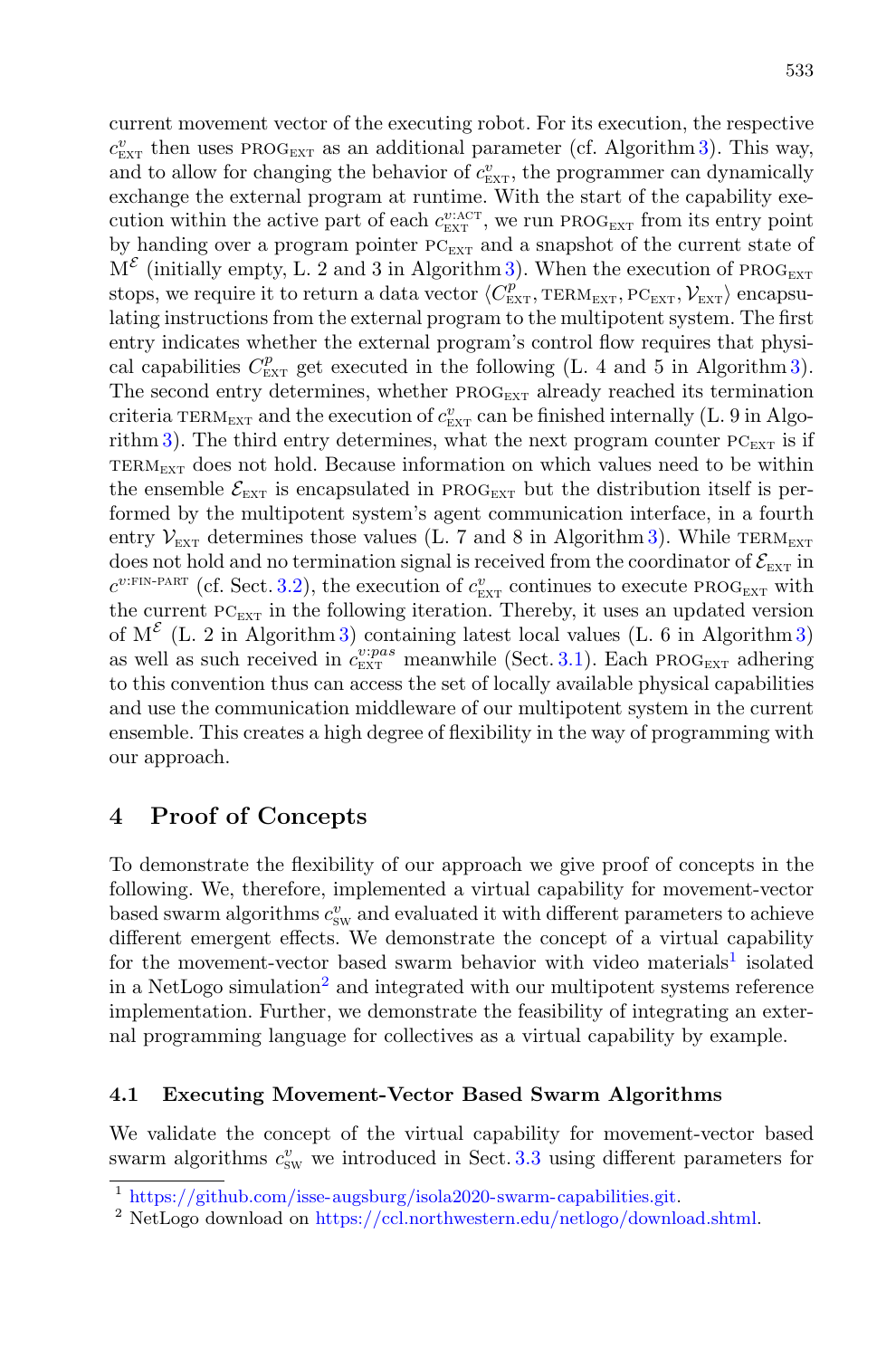current movement vector of the executing robot. For its execution, the respective $c^{v}_{\text{EXT}}$ then uses $\text{PROG}_{\text{EXT}}$ as an additional parameter (cf. Algorithm 3). This way, and to allow for changing the behavior of $c^{v}_{\text{EXT}}$, the programmer can dynamically exchange the external program at runtime. With the start of the capability execution within the active part of each $c^{v:\text{ACT}}_{\text{EXT}}$, we run $\text{PROG}_{\text{EXT}}$ from its entry point by handing over a program pointer $\text{PC}_{\text{EXT}}$ and a snapshot of the current state of $\text{M}^{\mathcal{E}}$ (initially empty, L. 2 and 3 in Algorithm 3). When the execution of $\text{PROG}_{\text{EXT}}$ stops, we require it to return a data vector $\langle C^{p}_{\text{EXT}}, \text{TERM}_{\text{EXT}}, \text{PC}_{\text{EXT}}, \mathcal{V}_{\text{EXT}} \rangle$ encapsulating instructions from the external program to the multipotent system. The first entry indicates whether the external program's control flow requires that physical capabilities $C^{p}_{\text{EXT}}$ get executed in the following (L. 4 and 5 in Algorithm 3). The second entry determines, whether $\text{PROG}_{\text{EXT}}$ already reached its termination criteria $\text{TERM}_{\text{EXT}}$ and the execution of $c^{v}_{\text{EXT}}$ can be finished internally (L. 9 in Algorithm 3). The third entry determines, what the next program counter $\text{PC}_{\text{EXT}}$ is if $\text{TERM}_{\text{EXT}}$ does not hold. Because information on which values need to be within the ensemble $\mathcal{E}_{\text{EXT}}$ is encapsulated in $\text{PROG}_{\text{EXT}}$ but the distribution itself is performed by the multipotent system's agent communication interface, in a fourth entry $\mathcal{V}_{\text{EXT}}$ determines those values (L. 7 and 8 in Algorithm 3). While $\text{TERM}_{\text{EXT}}$ does not hold and no termination signal is received from the coordinator of $\mathcal{E}_{\text{EXT}}$ in $c^{v:\text{FIN-PART}}$ (cf. Sect. 3.2), the execution of $c^{v}_{\text{EXT}}$ continues to execute $\text{PROG}_{\text{EXT}}$ with the current $\text{PC}_{\text{EXT}}$ in the following iteration. Thereby, it uses an updated version of $\text{M}^{\mathcal{E}}$ (L. 2 in Algorithm 3) containing latest local values (L. 6 in Algorithm 3) as well as such received in $c^{v:pas}_{\text{EXT}}$ meanwhile (Sect. 3.1). Each $\text{PROG}_{\text{EXT}}$ adhering to this convention thus can access the set of locally available physical capabilities and use the communication middleware of our multipotent system in the current ensemble. This creates a high degree of flexibility in the way of programming with our approach.

## 4 Proof of Concepts

To demonstrate the flexibility of our approach we give proof of concepts in the following. We, therefore, implemented a virtual capability for movement-vector based swarm algorithms $c^{v}_{\text{SW}}$ and evaluated it with different parameters to achieve different emergent effects. We demonstrate the concept of a virtual capability for the movement-vector based swarm behavior with video materials[1] isolated in a NetLogo simulation[2] and integrated with our multipotent systems reference implementation. Further, we demonstrate the feasibility of integrating an external programming language for collectives as a virtual capability by example.

### 4.1 Executing Movement-Vector Based Swarm Algorithms

We validate the concept of the virtual capability for movement-vector based swarm algorithms $c^{v}_{\text{SW}}$ we introduced in Sect. 3.3 using different parameters for

[1] https://github.com/isse-augsburg/isola2020-swarm-capabilities.git.

[2] NetLogo download on https://ccl.northwestern.edu/netlogo/download.shtml.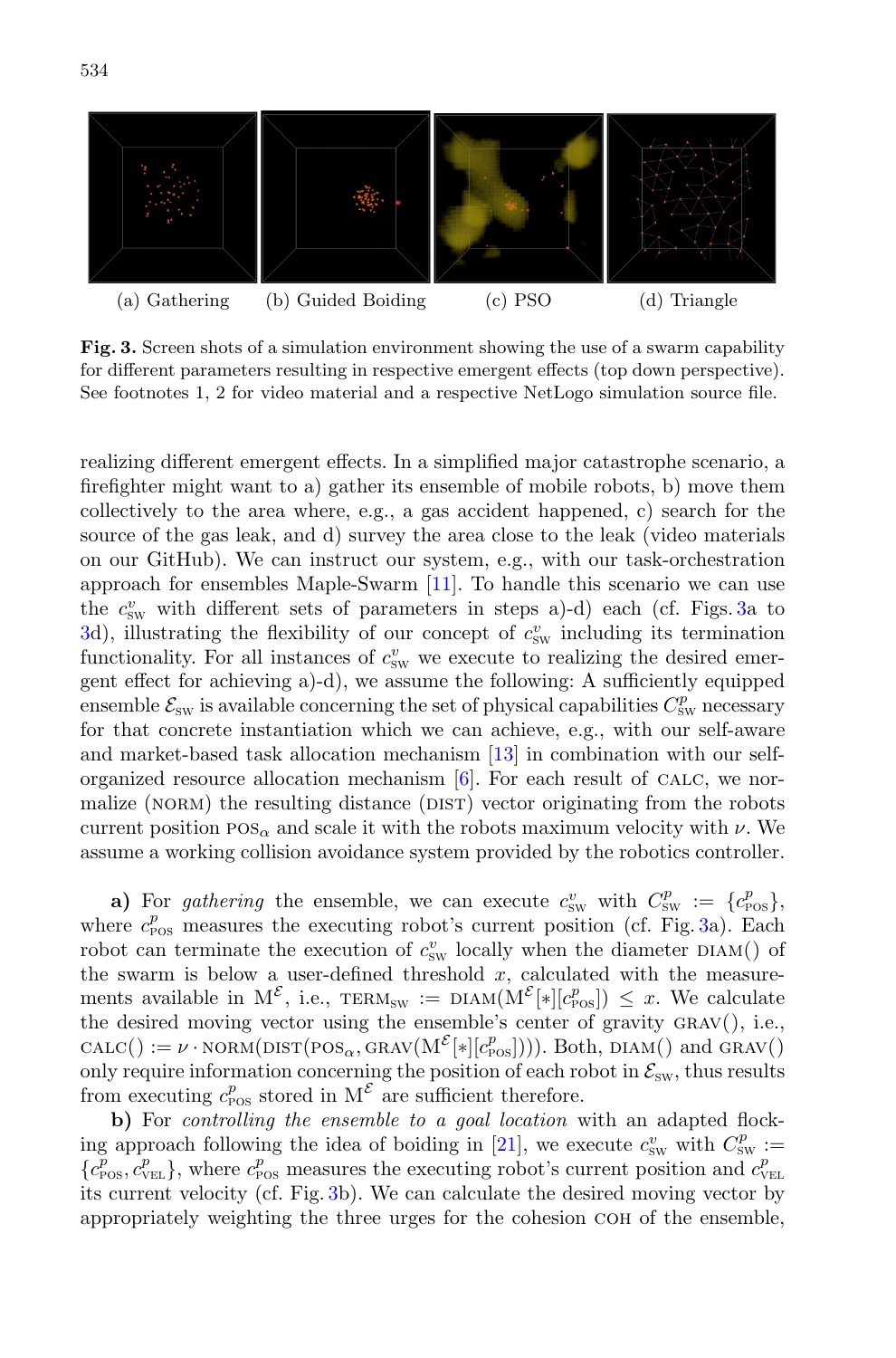(a) Gathering (b) Guided Boiding (c) PSO (d) Triangle

**Fig. 3.** Screen shots of a simulation environment showing the use of a swarm capability for different parameters resulting in respective emergent effects (top down perspective). See footnotes 1, 2 for video material and a respective NetLogo simulation source file.

realizing different emergent effects. In a simplified major catastrophe scenario, a firefighter might want to a) gather its ensemble of mobile robots, b) move them collectively to the area where, e.g., a gas accident happened, c) search for the source of the gas leak, and d) survey the area close to the leak (video materials on our GitHub). We can instruct our system, e.g., with our task-orchestration approach for ensembles Maple-Swarm [11]. To handle this scenario we can use the $c^v_{\text{SW}}$ with different sets of parameters in steps a)-d) each (cf. Figs. 3a to 3d), illustrating the flexibility of our concept of $c^v_{\text{SW}}$ including its termination functionality. For all instances of $c^v_{\text{SW}}$ we execute to realizing the desired emergent effect for achieving a)-d), we assume the following: A sufficiently equipped ensemble $\mathcal{E}_{\text{SW}}$ is available concerning the set of physical capabilities $C^p_{\text{SW}}$ necessary for that concrete instantiation which we can achieve, e.g., with our self-aware and market-based task allocation mechanism [13] in combination with our self-organized resource allocation mechanism [6]. For each result of CALC, we normalize (NORM) the resulting distance (DIST) vector originating from the robots current position $\text{POS}_\alpha$ and scale it with the robots maximum velocity with $\nu$. We assume a working collision avoidance system provided by the robotics controller.

**a)** For *gathering* the ensemble, we can execute $c^v_{\text{SW}}$ with $C^p_{\text{SW}} := \{c^p_{\text{POS}}\}$, where $c^p_{\text{POS}}$ measures the executing robot's current position (cf. Fig. 3a). Each robot can terminate the execution of $c^v_{\text{SW}}$ locally when the diameter DIAM() of the swarm is below a user-defined threshold $x$, calculated with the measurements available in $\text{M}^{\mathcal{E}}$, i.e., $\text{TERM}_{\text{SW}} := \text{DIAM}(\text{M}^{\mathcal{E}}[*][c^p_{\text{POS}}]) \leq x$. We calculate the desired moving vector using the ensemble's center of gravity GRAV(), i.e., $\text{CALC}() := \nu \cdot \text{NORM}(\text{DIST}(\text{POS}_\alpha, \text{GRAV}(\text{M}^{\mathcal{E}}[*][c^p_{\text{POS}}])))$. Both, DIAM() and GRAV() only require information concerning the position of each robot in $\mathcal{E}_{\text{SW}}$, thus results from executing $c^p_{\text{POS}}$ stored in $\text{M}^{\mathcal{E}}$ are sufficient therefore.

**b)** For *controlling the ensemble to a goal location* with an adapted flocking approach following the idea of boiding in [21], we execute $c^v_{\text{SW}}$ with $C^p_{\text{SW}} := \{c^p_{\text{POS}}, c^p_{\text{VEL}}\}$, where $c^p_{\text{POS}}$ measures the executing robot's current position and $c^p_{\text{VEL}}$ its current velocity (cf. Fig. 3b). We can calculate the desired moving vector by appropriately weighting the three urges for the cohesion COH of the ensemble,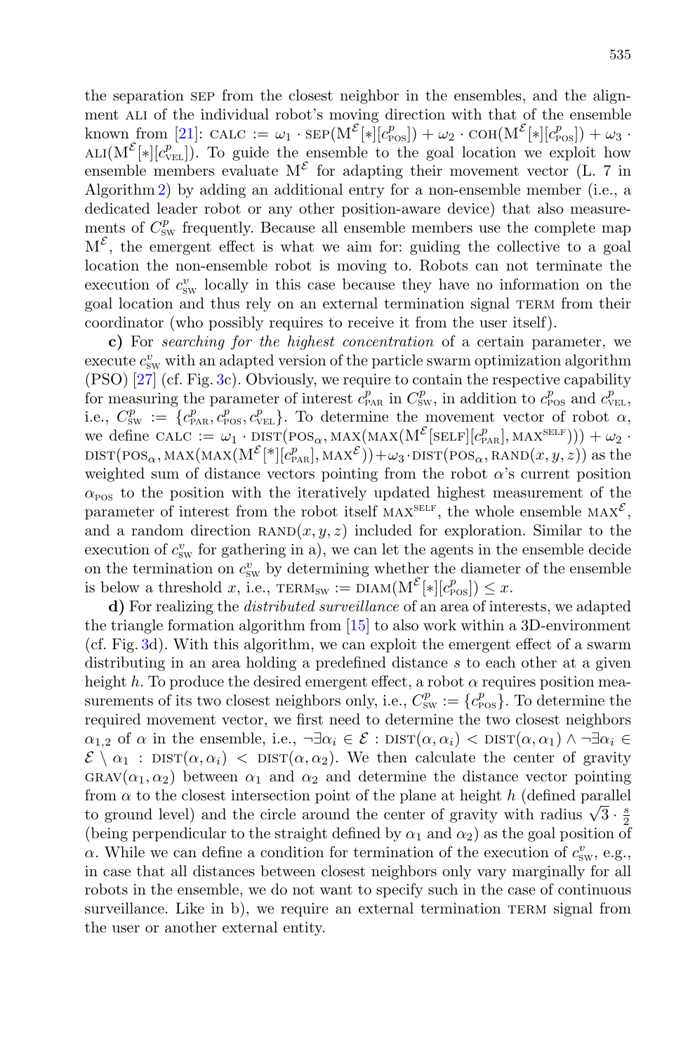the separation SEP from the closest neighbor in the ensembles, and the alignment ALI of the individual robot's moving direction with that of the ensemble known from [21]: $\text{CALC} := \omega_1 \cdot \text{SEP}(\mathrm{M}^{\mathcal{E}}[*][c^p_{\text{POS}}]) + \omega_2 \cdot \text{COH}(\mathrm{M}^{\mathcal{E}}[*][c^p_{\text{POS}}]) + \omega_3 \cdot \text{ALI}(\mathrm{M}^{\mathcal{E}}[*][c^p_{\text{VEL}}])$. To guide the ensemble to the goal location we exploit how ensemble members evaluate $\mathrm{M}^{\mathcal{E}}$ for adapting their movement vector (L. 7 in Algorithm 2) by adding an additional entry for a non-ensemble member (i.e., a dedicated leader robot or any other position-aware device) that also measurements of $C^p_{\text{SW}}$ frequently. Because all ensemble members use the complete map $\mathrm{M}^{\mathcal{E}}$, the emergent effect is what we aim for: guiding the collective to a goal location the non-ensemble robot is moving to. Robots can not terminate the execution of $c^v_{\text{SW}}$ locally in this case because they have no information on the goal location and thus rely on an external termination signal TERM from their coordinator (who possibly requires to receive it from the user itself).

**c)** For *searching for the highest concentration* of a certain parameter, we execute $c^v_{\text{SW}}$ with an adapted version of the particle swarm optimization algorithm (PSO) [27] (cf. Fig. 3c). Obviously, we require to contain the respective capability for measuring the parameter of interest $c^p_{\text{PAR}}$ in $C^p_{\text{SW}}$, in addition to $c^p_{\text{POS}}$ and $c^p_{\text{VEL}}$, i.e., $C^p_{\text{SW}} := \{c^p_{\text{PAR}}, c^p_{\text{POS}}, c^p_{\text{VEL}}\}$. To determine the movement vector of robot $\alpha$, we define $\text{CALC} := \omega_1 \cdot \text{DIST}(\text{POS}_\alpha, \text{MAX}(\text{MAX}(\mathrm{M}^{\mathcal{E}}[\text{SELF}][c^p_{\text{PAR}}], \text{MAX}^{\text{SELF}}))) + \omega_2 \cdot \text{DIST}(\text{POS}_\alpha, \text{MAX}(\text{MAX}(\mathrm{M}^{\mathcal{E}}[*][c^p_{\text{PAR}}], \text{MAX}^{\mathcal{E}})) + \omega_3 \cdot \text{DIST}(\text{POS}_\alpha, \text{RAND}(x, y, z))$ as the weighted sum of distance vectors pointing from the robot $\alpha$'s current position $\alpha_{\text{POS}}$ to the position with the iteratively updated highest measurement of the parameter of interest from the robot itself $\text{MAX}^{\text{SELF}}$, the whole ensemble $\text{MAX}^{\mathcal{E}}$, and a random direction $\text{RAND}(x, y, z)$ included for exploration. Similar to the execution of $c^v_{\text{SW}}$ for gathering in a), we can let the agents in the ensemble decide on the termination on $c^v_{\text{SW}}$ by determining whether the diameter of the ensemble is below a threshold $x$, i.e., $\text{TERM}_{\text{SW}} := \text{DIAM}(\mathrm{M}^{\mathcal{E}}[*][c^p_{\text{POS}}]) \leq x$.

**d)** For realizing the *distributed surveillance* of an area of interests, we adapted the triangle formation algorithm from [15] to also work within a 3D-environment (cf. Fig. 3d). With this algorithm, we can exploit the emergent effect of a swarm distributing in an area holding a predefined distance $s$ to each other at a given height $h$. To produce the desired emergent effect, a robot $\alpha$ requires position measurements of its two closest neighbors only, i.e., $C^p_{\text{SW}} := \{c^p_{\text{POS}}\}$. To determine the required movement vector, we first need to determine the two closest neighbors $\alpha_{1,2}$ of $\alpha$ in the ensemble, i.e., $\neg\exists \alpha_i \in \mathcal{E} : \text{DIST}(\alpha, \alpha_i) < \text{DIST}(\alpha, \alpha_1) \wedge \neg\exists \alpha_i \in \mathcal{E} \setminus \alpha_1 : \text{DIST}(\alpha, \alpha_i) < \text{DIST}(\alpha, \alpha_2)$. We then calculate the center of gravity $\text{GRAV}(\alpha_1, \alpha_2)$ between $\alpha_1$ and $\alpha_2$ and determine the distance vector pointing from $\alpha$ to the closest intersection point of the plane at height $h$ (defined parallel to ground level) and the circle around the center of gravity with radius $\sqrt{3} \cdot \frac{s}{2}$ (being perpendicular to the straight defined by $\alpha_1$ and $\alpha_2$) as the goal position of $\alpha$. While we can define a condition for termination of the execution of $c^v_{\text{SW}}$, e.g., in case that all distances between closest neighbors only vary marginally for all robots in the ensemble, we do not want to specify such in the case of continuous surveillance. Like in b), we require an external termination TERM signal from the user or another external entity.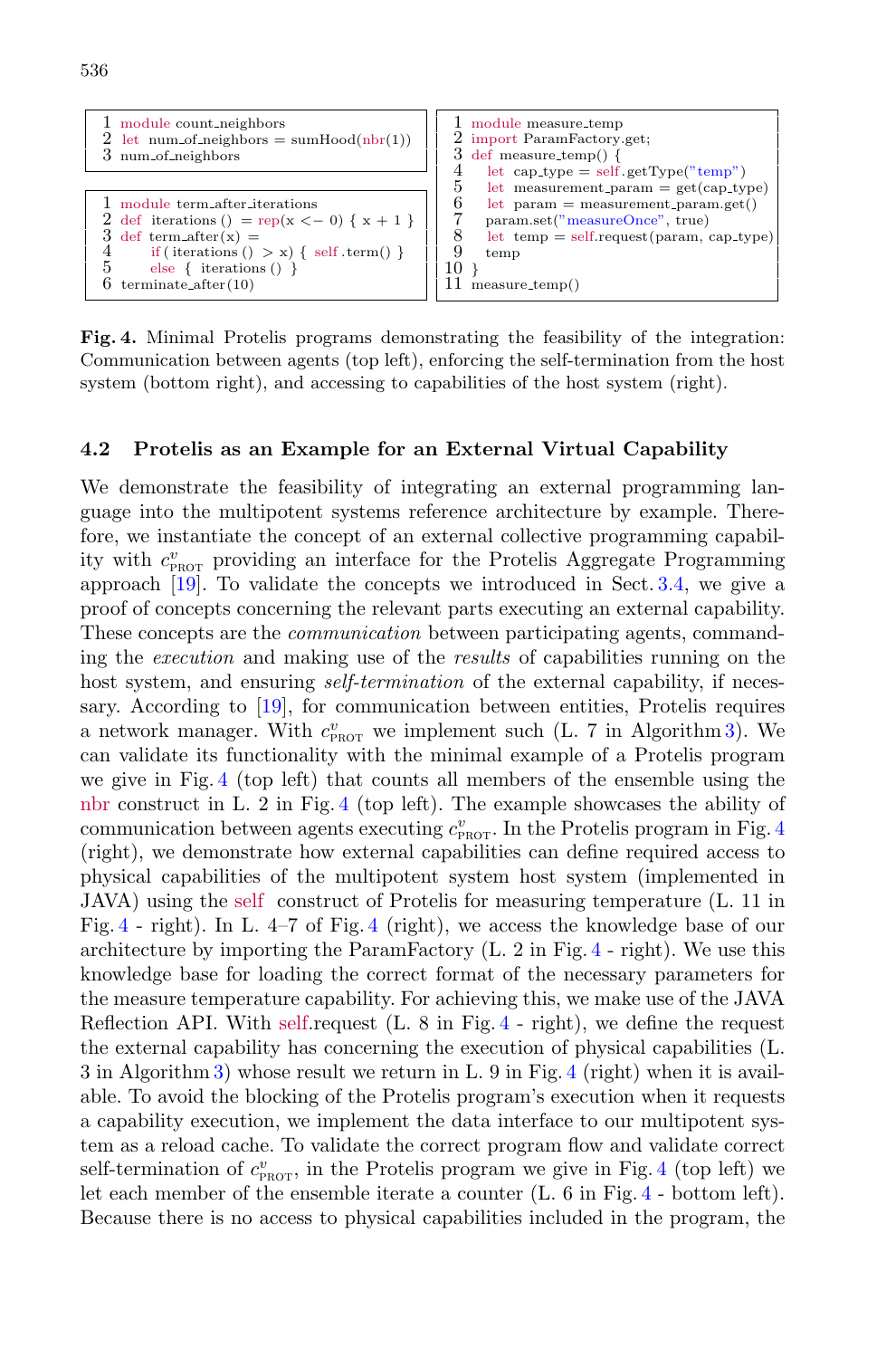```
1 module count_neighbors
2 let num_of_neighbors = sumHood(nbr(1))
3 num_of_neighbors
```

```
1 module term_after_iterations
2 def iterations () = rep(x <- 0) { x + 1 }
3 def term_after(x) =
4     if ( iterations () > x) { self .term() }
5     else { iterations () }
6 terminate_after(10)
```

```
1 module measure_temp
2 import ParamFactory.get;
3 def measure_temp() {
4   let cap_type = self.getType("temp")
5   let measurement_param = get(cap_type)
6   let param = measurement_param.get()
7   param.set("measureOnce", true)
8   let temp = self.request(param, cap_type)
9   temp
10 }
11 measure_temp()
```

**Fig. 4.** Minimal Protelis programs demonstrating the feasibility of the integration: Communication between agents (top left), enforcing the self-termination from the host system (bottom right), and accessing to capabilities of the host system (right).

### 4.2 Protelis as an Example for an External Virtual Capability

We demonstrate the feasibility of integrating an external programming language into the multipotent systems reference architecture by example. Therefore, we instantiate the concept of an external collective programming capability with $c^v_{\text{PROT}}$ providing an interface for the Protelis Aggregate Programming approach [19]. To validate the concepts we introduced in Sect. 3.4, we give a proof of concepts concerning the relevant parts executing an external capability. These concepts are the *communication* between participating agents, commanding the *execution* and making use of the *results* of capabilities running on the host system, and ensuring *self-termination* of the external capability, if necessary. According to [19], for communication between entities, Protelis requires a network manager. With $c^v_{\text{PROT}}$ we implement such (L. 7 in Algorithm 3). We can validate its functionality with the minimal example of a Protelis program we give in Fig. 4 (top left) that counts all members of the ensemble using the nbr construct in L. 2 in Fig. 4 (top left). The example showcases the ability of communication between agents executing $c^v_{\text{PROT}}$. In the Protelis program in Fig. 4 (right), we demonstrate how external capabilities can define required access to physical capabilities of the multipotent system host system (implemented in JAVA) using the self construct of Protelis for measuring temperature (L. 11 in Fig. 4 - right). In L. 4–7 of Fig. 4 (right), we access the knowledge base of our architecture by importing the ParamFactory (L. 2 in Fig. 4 - right). We use this knowledge base for loading the correct format of the necessary parameters for the measure temperature capability. For achieving this, we make use of the JAVA Reflection API. With self.request (L. 8 in Fig. 4 - right), we define the request the external capability has concerning the execution of physical capabilities (L. 3 in Algorithm 3) whose result we return in L. 9 in Fig. 4 (right) when it is available. To avoid the blocking of the Protelis program's execution when it requests a capability execution, we implement the data interface to our multipotent system as a reload cache. To validate the correct program flow and validate correct self-termination of $c^v_{\text{PROT}}$, in the Protelis program we give in Fig. 4 (top left) we let each member of the ensemble iterate a counter (L. 6 in Fig. 4 - bottom left). Because there is no access to physical capabilities included in the program, the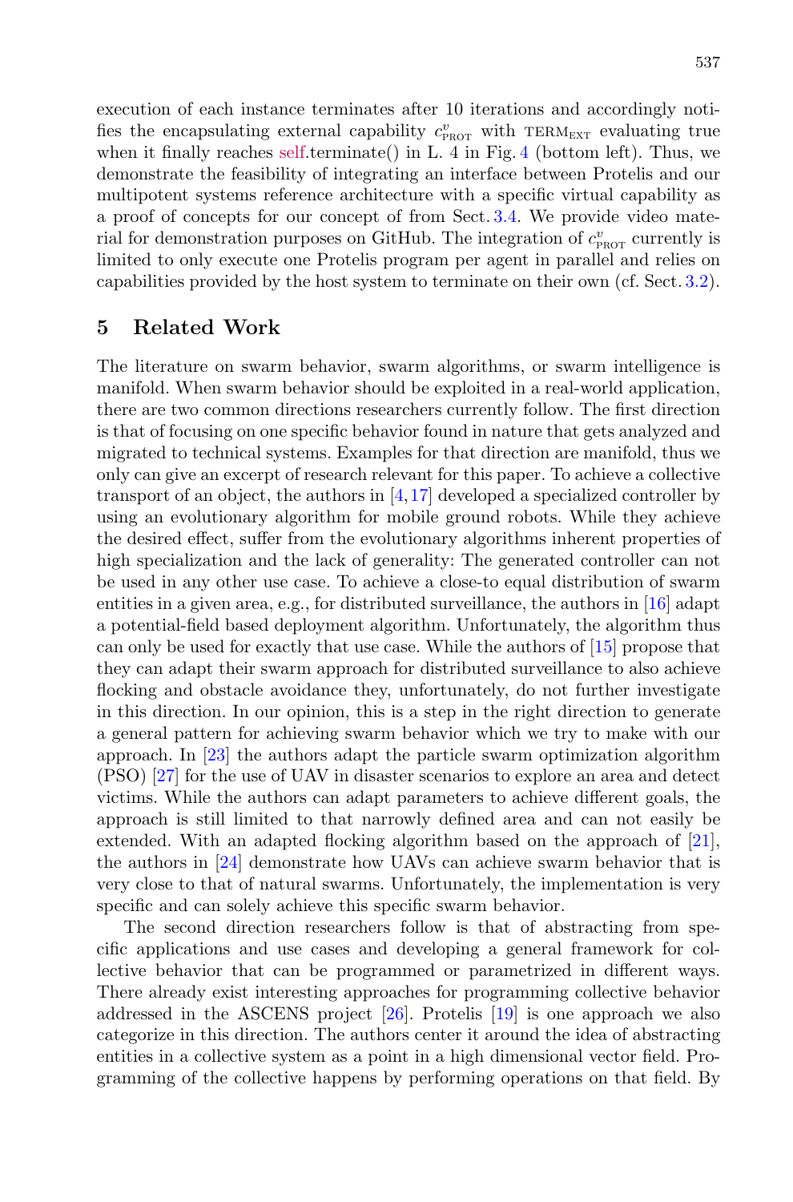execution of each instance terminates after 10 iterations and accordingly notifies the encapsulating external capability $c^{v}_{\text{PROT}}$ with $\text{TERM}_{\text{EXT}}$ evaluating true when it finally reaches self.terminate() in L. 4 in Fig. 4 (bottom left). Thus, we demonstrate the feasibility of integrating an interface between Protelis and our multipotent systems reference architecture with a specific virtual capability as a proof of concepts for our concept of from Sect. 3.4. We provide video material for demonstration purposes on GitHub. The integration of $c^{v}_{\text{PROT}}$ currently is limited to only execute one Protelis program per agent in parallel and relies on capabilities provided by the host system to terminate on their own (cf. Sect. 3.2).

## 5 Related Work

The literature on swarm behavior, swarm algorithms, or swarm intelligence is manifold. When swarm behavior should be exploited in a real-world application, there are two common directions researchers currently follow. The first direction is that of focusing on one specific behavior found in nature that gets analyzed and migrated to technical systems. Examples for that direction are manifold, thus we only can give an excerpt of research relevant for this paper. To achieve a collective transport of an object, the authors in [4,17] developed a specialized controller by using an evolutionary algorithm for mobile ground robots. While they achieve the desired effect, suffer from the evolutionary algorithms inherent properties of high specialization and the lack of generality: The generated controller can not be used in any other use case. To achieve a close-to equal distribution of swarm entities in a given area, e.g., for distributed surveillance, the authors in [16] adapt a potential-field based deployment algorithm. Unfortunately, the algorithm thus can only be used for exactly that use case. While the authors of [15] propose that they can adapt their swarm approach for distributed surveillance to also achieve flocking and obstacle avoidance they, unfortunately, do not further investigate in this direction. In our opinion, this is a step in the right direction to generate a general pattern for achieving swarm behavior which we try to make with our approach. In [23] the authors adapt the particle swarm optimization algorithm (PSO) [27] for the use of UAV in disaster scenarios to explore an area and detect victims. While the authors can adapt parameters to achieve different goals, the approach is still limited to that narrowly defined area and can not easily be extended. With an adapted flocking algorithm based on the approach of [21], the authors in [24] demonstrate how UAVs can achieve swarm behavior that is very close to that of natural swarms. Unfortunately, the implementation is very specific and can solely achieve this specific swarm behavior.

The second direction researchers follow is that of abstracting from specific applications and use cases and developing a general framework for collective behavior that can be programmed or parametrized in different ways. There already exist interesting approaches for programming collective behavior addressed in the ASCENS project [26]. Protelis [19] is one approach we also categorize in this direction. The authors center it around the idea of abstracting entities in a collective system as a point in a high dimensional vector field. Programming of the collective happens by performing operations on that field. By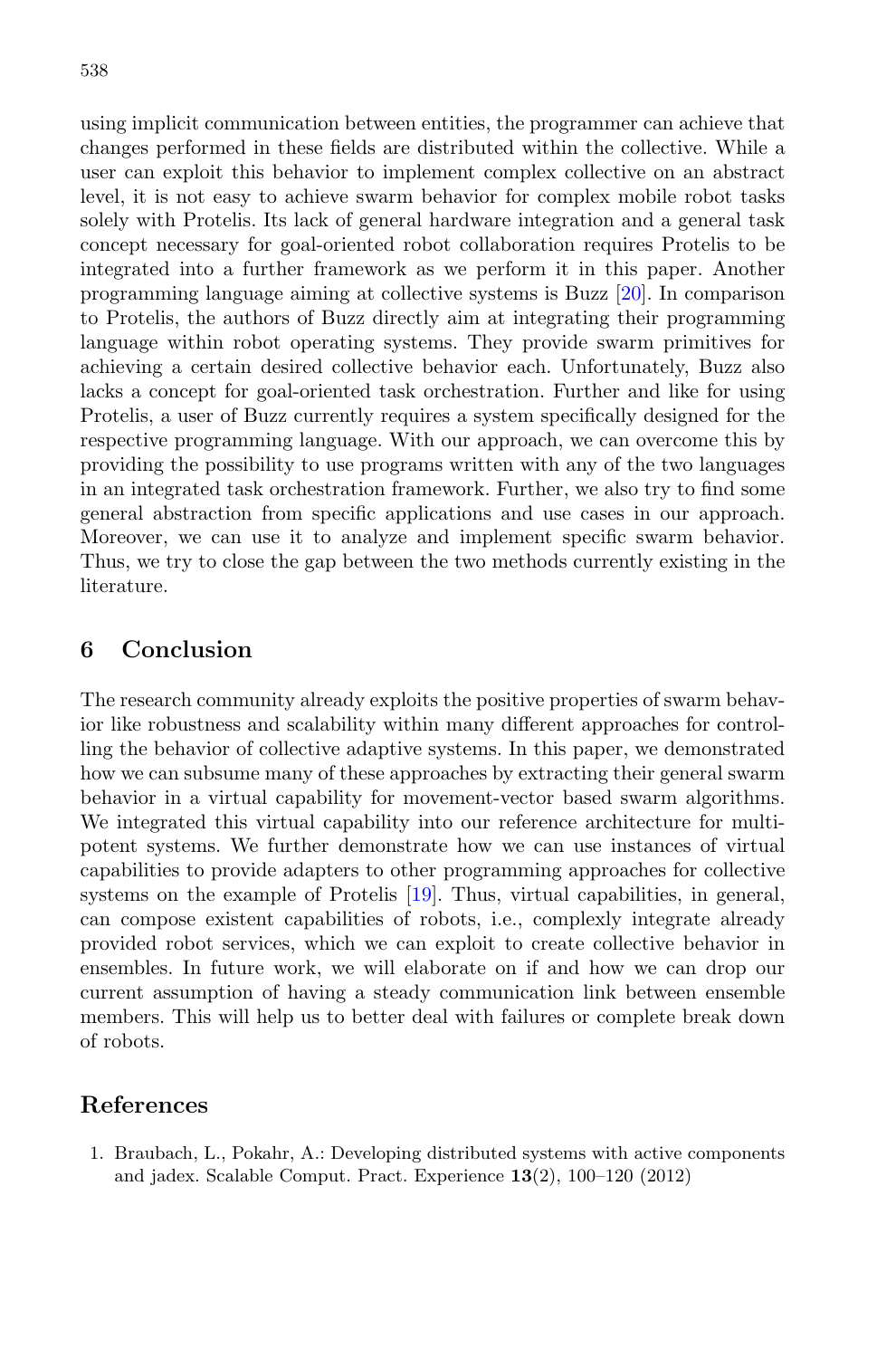using implicit communication between entities, the programmer can achieve that changes performed in these fields are distributed within the collective. While a user can exploit this behavior to implement complex collective on an abstract level, it is not easy to achieve swarm behavior for complex mobile robot tasks solely with Protelis. Its lack of general hardware integration and a general task concept necessary for goal-oriented robot collaboration requires Protelis to be integrated into a further framework as we perform it in this paper. Another programming language aiming at collective systems is Buzz [20]. In comparison to Protelis, the authors of Buzz directly aim at integrating their programming language within robot operating systems. They provide swarm primitives for achieving a certain desired collective behavior each. Unfortunately, Buzz also lacks a concept for goal-oriented task orchestration. Further and like for using Protelis, a user of Buzz currently requires a system specifically designed for the respective programming language. With our approach, we can overcome this by providing the possibility to use programs written with any of the two languages in an integrated task orchestration framework. Further, we also try to find some general abstraction from specific applications and use cases in our approach. Moreover, we can use it to analyze and implement specific swarm behavior. Thus, we try to close the gap between the two methods currently existing in the literature.

## 6 Conclusion

The research community already exploits the positive properties of swarm behavior like robustness and scalability within many different approaches for controlling the behavior of collective adaptive systems. In this paper, we demonstrated how we can subsume many of these approaches by extracting their general swarm behavior in a virtual capability for movement-vector based swarm algorithms. We integrated this virtual capability into our reference architecture for multipotent systems. We further demonstrate how we can use instances of virtual capabilities to provide adapters to other programming approaches for collective systems on the example of Protelis [19]. Thus, virtual capabilities, in general, can compose existent capabilities of robots, i.e., complexly integrate already provided robot services, which we can exploit to create collective behavior in ensembles. In future work, we will elaborate on if and how we can drop our current assumption of having a steady communication link between ensemble members. This will help us to better deal with failures or complete break down of robots.

## References

1. Braubach, L., Pokahr, A.: Developing distributed systems with active components and jadex. Scalable Comput. Pract. Experience **13**(2), 100–120 (2012)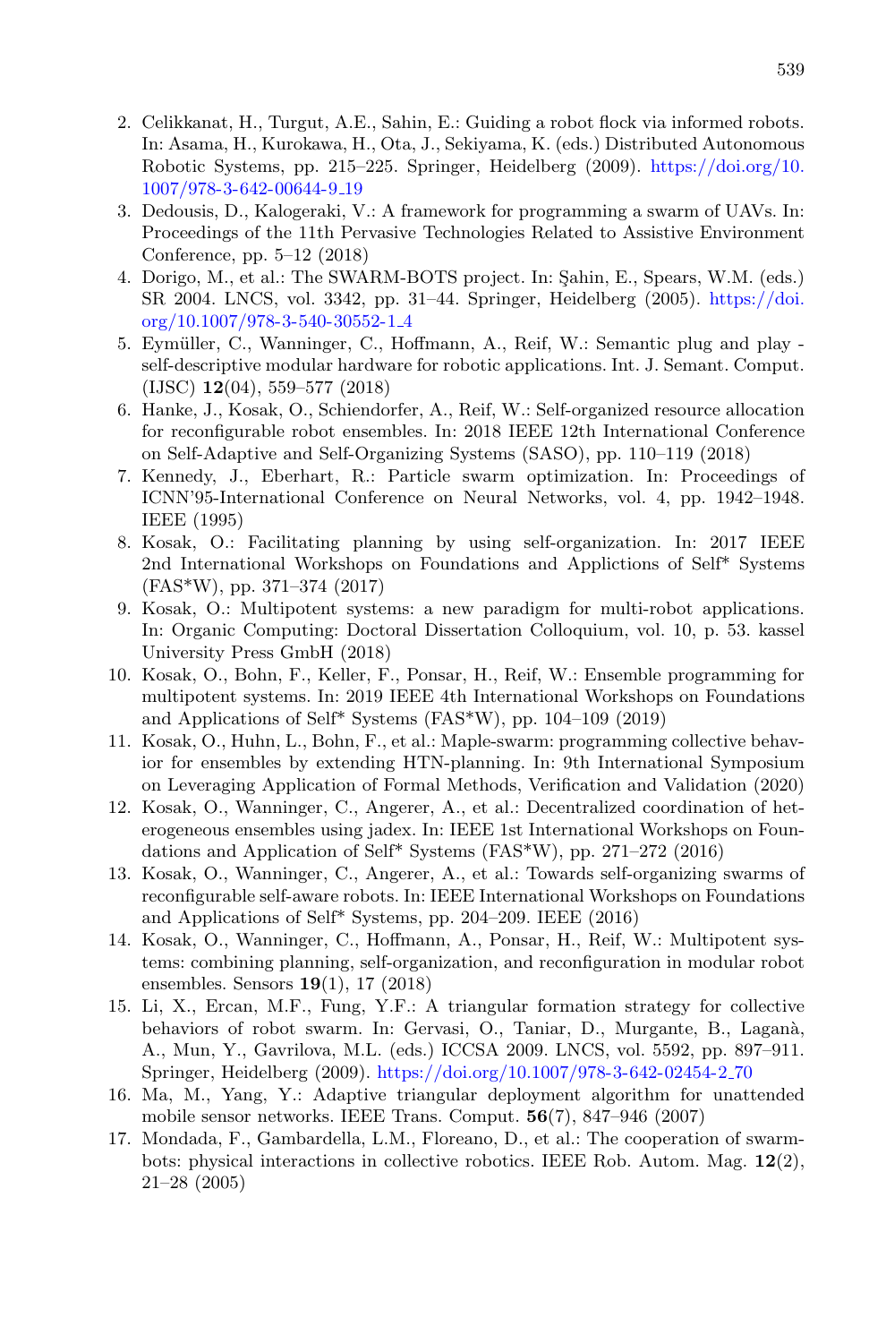2. Celikkanat, H., Turgut, A.E., Sahin, E.: Guiding a robot flock via informed robots. In: Asama, H., Kurokawa, H., Ota, J., Sekiyama, K. (eds.) Distributed Autonomous Robotic Systems, pp. 215–225. Springer, Heidelberg (2009). https://doi.org/10.1007/978-3-642-00644-9_19
3. Dedousis, D., Kalogeraki, V.: A framework for programming a swarm of UAVs. In: Proceedings of the 11th Pervasive Technologies Related to Assistive Environment Conference, pp. 5–12 (2018)
4. Dorigo, M., et al.: The SWARM-BOTS project. In: Şahin, E., Spears, W.M. (eds.) SR 2004. LNCS, vol. 3342, pp. 31–44. Springer, Heidelberg (2005). https://doi.org/10.1007/978-3-540-30552-1_4
5. Eymüller, C., Wanninger, C., Hoffmann, A., Reif, W.: Semantic plug and play - self-descriptive modular hardware for robotic applications. Int. J. Semant. Comput. (IJSC) **12**(04), 559–577 (2018)
6. Hanke, J., Kosak, O., Schiendorfer, A., Reif, W.: Self-organized resource allocation for reconfigurable robot ensembles. In: 2018 IEEE 12th International Conference on Self-Adaptive and Self-Organizing Systems (SASO), pp. 110–119 (2018)
7. Kennedy, J., Eberhart, R.: Particle swarm optimization. In: Proceedings of ICNN'95-International Conference on Neural Networks, vol. 4, pp. 1942–1948. IEEE (1995)
8. Kosak, O.: Facilitating planning by using self-organization. In: 2017 IEEE 2nd International Workshops on Foundations and Applictions of Self* Systems (FAS*W), pp. 371–374 (2017)
9. Kosak, O.: Multipotent systems: a new paradigm for multi-robot applications. In: Organic Computing: Doctoral Dissertation Colloquium, vol. 10, p. 53. kassel University Press GmbH (2018)
10. Kosak, O., Bohn, F., Keller, F., Ponsar, H., Reif, W.: Ensemble programming for multipotent systems. In: 2019 IEEE 4th International Workshops on Foundations and Applications of Self* Systems (FAS*W), pp. 104–109 (2019)
11. Kosak, O., Huhn, L., Bohn, F., et al.: Maple-swarm: programming collective behavior for ensembles by extending HTN-planning. In: 9th International Symposium on Leveraging Application of Formal Methods, Verification and Validation (2020)
12. Kosak, O., Wanninger, C., Angerer, A., et al.: Decentralized coordination of heterogeneous ensembles using jadex. In: IEEE 1st International Workshops on Foundations and Application of Self* Systems (FAS*W), pp. 271–272 (2016)
13. Kosak, O., Wanninger, C., Angerer, A., et al.: Towards self-organizing swarms of reconfigurable self-aware robots. In: IEEE International Workshops on Foundations and Applications of Self* Systems, pp. 204–209. IEEE (2016)
14. Kosak, O., Wanninger, C., Hoffmann, A., Ponsar, H., Reif, W.: Multipotent systems: combining planning, self-organization, and reconfiguration in modular robot ensembles. Sensors **19**(1), 17 (2018)
15. Li, X., Ercan, M.F., Fung, Y.F.: A triangular formation strategy for collective behaviors of robot swarm. In: Gervasi, O., Taniar, D., Murgante, B., Laganà, A., Mun, Y., Gavrilova, M.L. (eds.) ICCSA 2009. LNCS, vol. 5592, pp. 897–911. Springer, Heidelberg (2009). https://doi.org/10.1007/978-3-642-02454-2_70
16. Ma, M., Yang, Y.: Adaptive triangular deployment algorithm for unattended mobile sensor networks. IEEE Trans. Comput. **56**(7), 847–946 (2007)
17. Mondada, F., Gambardella, L.M., Floreano, D., et al.: The cooperation of swarm-bots: physical interactions in collective robotics. IEEE Rob. Autom. Mag. **12**(2), 21–28 (2005)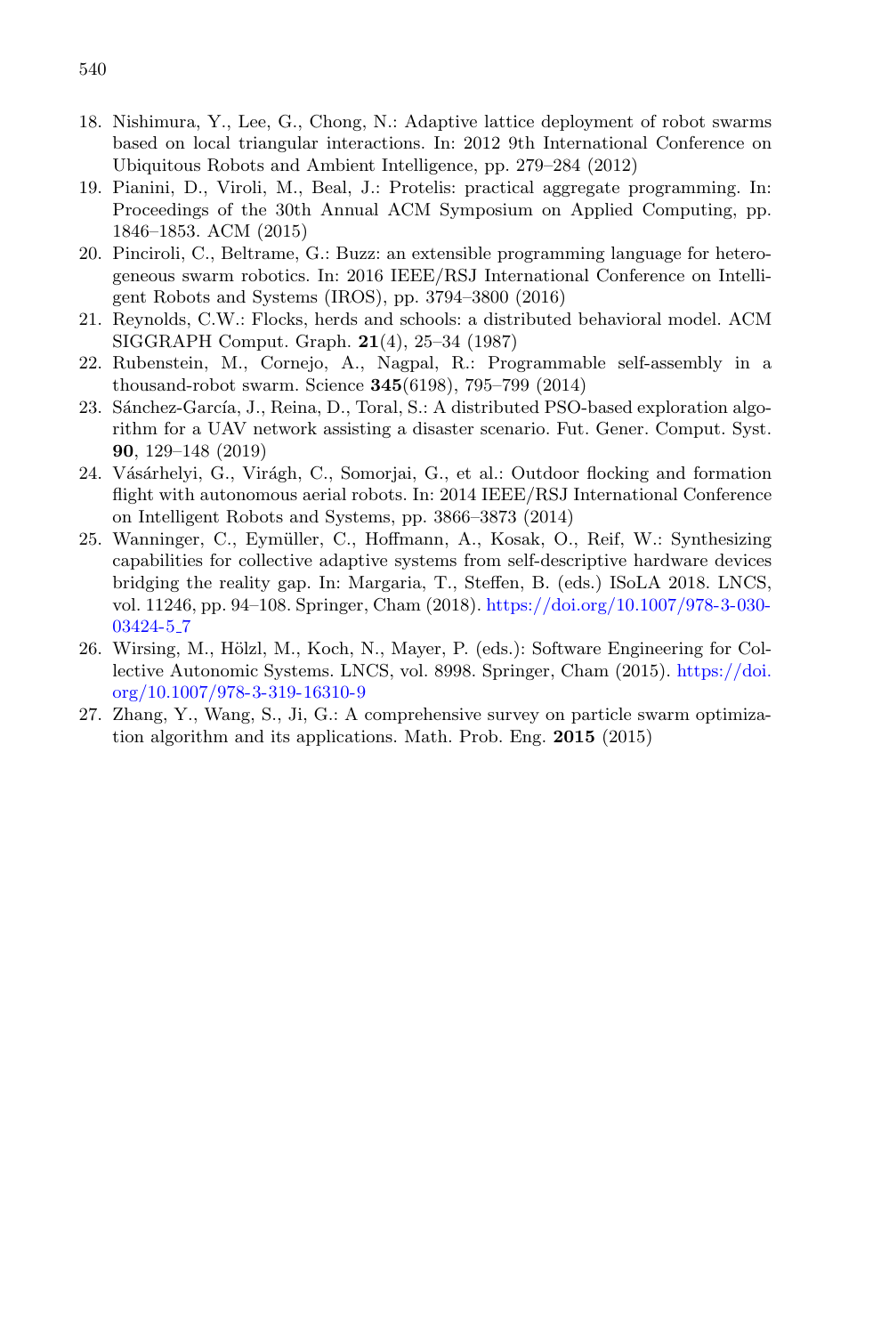18. Nishimura, Y., Lee, G., Chong, N.: Adaptive lattice deployment of robot swarms based on local triangular interactions. In: 2012 9th International Conference on Ubiquitous Robots and Ambient Intelligence, pp. 279–284 (2012)
19. Pianini, D., Viroli, M., Beal, J.: Protelis: practical aggregate programming. In: Proceedings of the 30th Annual ACM Symposium on Applied Computing, pp. 1846–1853. ACM (2015)
20. Pinciroli, C., Beltrame, G.: Buzz: an extensible programming language for heterogeneous swarm robotics. In: 2016 IEEE/RSJ International Conference on Intelligent Robots and Systems (IROS), pp. 3794–3800 (2016)
21. Reynolds, C.W.: Flocks, herds and schools: a distributed behavioral model. ACM SIGGRAPH Comput. Graph. **21**(4), 25–34 (1987)
22. Rubenstein, M., Cornejo, A., Nagpal, R.: Programmable self-assembly in a thousand-robot swarm. Science **345**(6198), 795–799 (2014)
23. Sánchez-García, J., Reina, D., Toral, S.: A distributed PSO-based exploration algorithm for a UAV network assisting a disaster scenario. Fut. Gener. Comput. Syst. **90**, 129–148 (2019)
24. Vásárhelyi, G., Virágh, C., Somorjai, G., et al.: Outdoor flocking and formation flight with autonomous aerial robots. In: 2014 IEEE/RSJ International Conference on Intelligent Robots and Systems, pp. 3866–3873 (2014)
25. Wanninger, C., Eymüller, C., Hoffmann, A., Kosak, O., Reif, W.: Synthesizing capabilities for collective adaptive systems from self-descriptive hardware devices bridging the reality gap. In: Margaria, T., Steffen, B. (eds.) ISoLA 2018. LNCS, vol. 11246, pp. 94–108. Springer, Cham (2018). https://doi.org/10.1007/978-3-030-03424-5_7
26. Wirsing, M., Hölzl, M., Koch, N., Mayer, P. (eds.): Software Engineering for Collective Autonomic Systems. LNCS, vol. 8998. Springer, Cham (2015). https://doi.org/10.1007/978-3-319-16310-9
27. Zhang, Y., Wang, S., Ji, G.: A comprehensive survey on particle swarm optimization algorithm and its applications. Math. Prob. Eng. **2015** (2015)